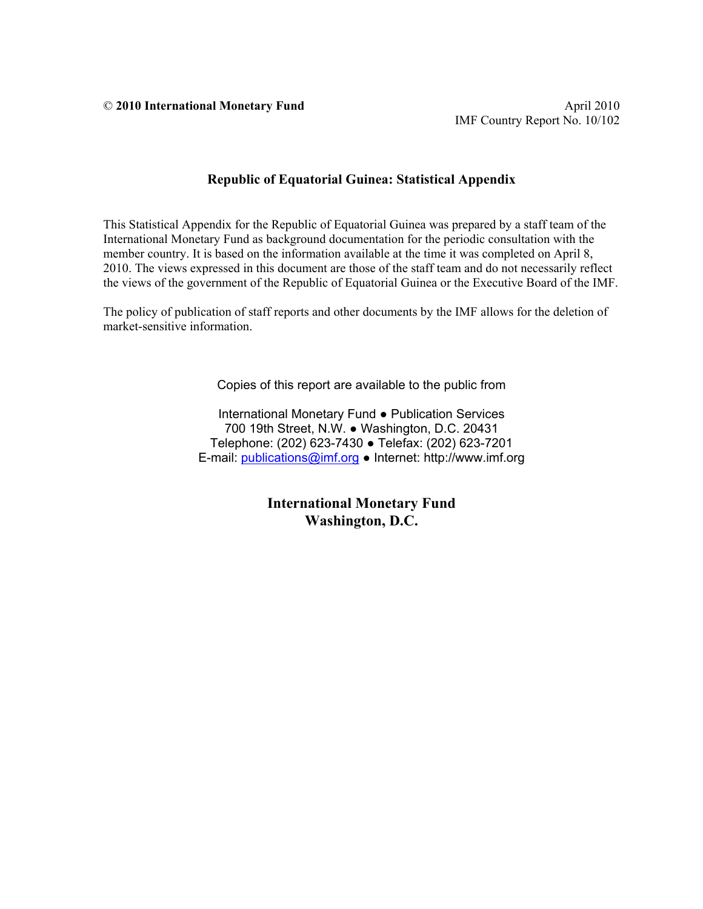**© 2010 International Monetary Fund**

April 2010
IMF Country Report No. 10/102

# Republic of Equatorial Guinea: Statistical Appendix

This Statistical Appendix for the Republic of Equatorial Guinea was prepared by a staff team of the International Monetary Fund as background documentation for the periodic consultation with the member country. It is based on the information available at the time it was completed on April 8, 2010. The views expressed in this document are those of the staff team and do not necessarily reflect the views of the government of the Republic of Equatorial Guinea or the Executive Board of the IMF.

The policy of publication of staff reports and other documents by the IMF allows for the deletion of market-sensitive information.

Copies of this report are available to the public from

International Monetary Fund ● Publication Services
700 19th Street, N.W. ● Washington, D.C. 20431
Telephone: (202) 623-7430 ● Telefax: (202) 623-7201
E-mail: publications@imf.org ● Internet: http://www.imf.org

**International Monetary Fund**
**Washington, D.C.**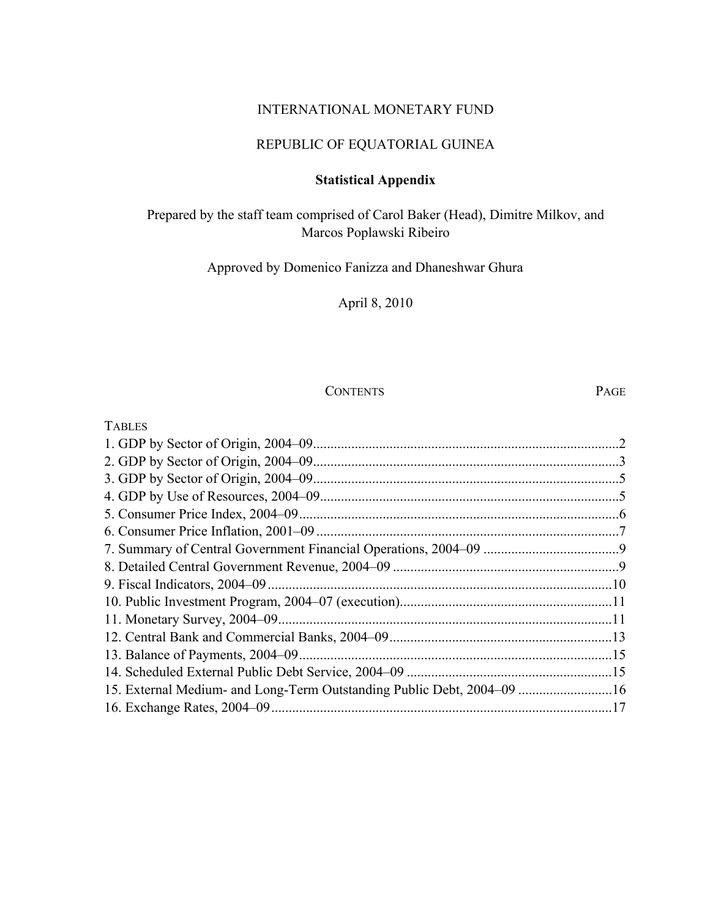INTERNATIONAL MONETARY FUND

REPUBLIC OF EQUATORIAL GUINEA

**Statistical Appendix**

Prepared by the staff team comprised of Carol Baker (Head), Dimitre Milkov, and Marcos Poplawski Ribeiro

Approved by Domenico Fanizza and Dhaneshwar Ghura

April 8, 2010

| CONTENTS | PAGE |
|---|---|
| TABLES | |
| 1. GDP by Sector of Origin, 2004–09 | 2 |
| 2. GDP by Sector of Origin, 2004–09 | 3 |
| 3. GDP by Sector of Origin, 2004–09 | 5 |
| 4. GDP by Use of Resources, 2004–09 | 5 |
| 5. Consumer Price Index, 2004–09 | 6 |
| 6. Consumer Price Inflation, 2001–09 | 7 |
| 7. Summary of Central Government Financial Operations, 2004–09 | 9 |
| 8. Detailed Central Government Revenue, 2004–09 | 9 |
| 9. Fiscal Indicators, 2004–09 | 10 |
| 10. Public Investment Program, 2004–07 (execution) | 11 |
| 11. Monetary Survey, 2004–09 | 11 |
| 12. Central Bank and Commercial Banks, 2004–09 | 13 |
| 13. Balance of Payments, 2004–09 | 15 |
| 14. Scheduled External Public Debt Service, 2004–09 | 15 |
| 15. External Medium- and Long-Term Outstanding Public Debt, 2004–09 | 16 |
| 16. Exchange Rates, 2004–09 | 17 |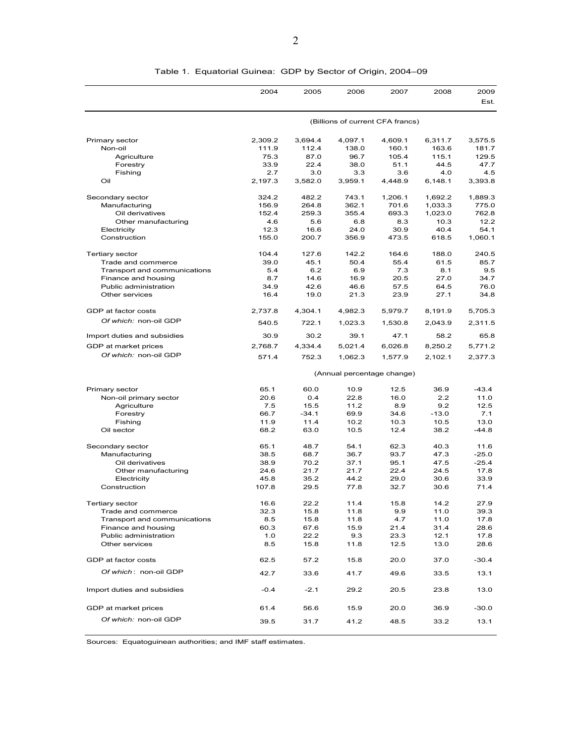Table 1. Equatorial Guinea: GDP by Sector of Origin, 2004–09

| | 2004 | 2005 | 2006 | 2007 | 2008 | 2009 Est. |
|---|---|---|---|---|---|---|
| | (Billions of current CFA francs) | | | | | |
| Primary sector | 2,309.2 | 3,694.4 | 4,097.1 | 4,609.1 | 6,311.7 | 3,575.5 |
| Non-oil | 111.9 | 112.4 | 138.0 | 160.1 | 163.6 | 181.7 |
| Agriculture | 75.3 | 87.0 | 96.7 | 105.4 | 115.1 | 129.5 |
| Forestry | 33.9 | 22.4 | 38.0 | 51.1 | 44.5 | 47.7 |
| Fishing | 2.7 | 3.0 | 3.3 | 3.6 | 4.0 | 4.5 |
| Oil | 2,197.3 | 3,582.0 | 3,959.1 | 4,448.9 | 6,148.1 | 3,393.8 |
| Secondary sector | 324.2 | 482.2 | 743.1 | 1,206.1 | 1,692.2 | 1,889.3 |
| Manufacturing | 156.9 | 264.8 | 362.1 | 701.6 | 1,033.3 | 775.0 |
| Oil derivatives | 152.4 | 259.3 | 355.4 | 693.3 | 1,023.0 | 762.8 |
| Other manufacturing | 4.6 | 5.6 | 6.8 | 8.3 | 10.3 | 12.2 |
| Electricity | 12.3 | 16.6 | 24.0 | 30.9 | 40.4 | 54.1 |
| Construction | 155.0 | 200.7 | 356.9 | 473.5 | 618.5 | 1,060.1 |
| Tertiary sector | 104.4 | 127.6 | 142.2 | 164.6 | 188.0 | 240.5 |
| Trade and commerce | 39.0 | 45.1 | 50.4 | 55.4 | 61.5 | 85.7 |
| Transport and communications | 5.4 | 6.2 | 6.9 | 7.3 | 8.1 | 9.5 |
| Finance and housing | 8.7 | 14.6 | 16.9 | 20.5 | 27.0 | 34.7 |
| Public administration | 34.9 | 42.6 | 46.6 | 57.5 | 64.5 | 76.0 |
| Other services | 16.4 | 19.0 | 21.3 | 23.9 | 27.1 | 34.8 |
| GDP at factor costs | 2,737.8 | 4,304.1 | 4,982.3 | 5,979.7 | 8,191.9 | 5,705.3 |
| *Of which:* non-oil GDP | 540.5 | 722.1 | 1,023.3 | 1,530.8 | 2,043.9 | 2,311.5 |
| Import duties and subsidies | 30.9 | 30.2 | 39.1 | 47.1 | 58.2 | 65.8 |
| GDP at market prices | 2,768.7 | 4,334.4 | 5,021.4 | 6,026.8 | 8,250.2 | 5,771.2 |
| *Of which:* non-oil GDP | 571.4 | 752.3 | 1,062.3 | 1,577.9 | 2,102.1 | 2,377.3 |
| | (Annual percentage change) | | | | | |
| Primary sector | 65.1 | 60.0 | 10.9 | 12.5 | 36.9 | -43.4 |
| Non-oil primary sector | 20.6 | 0.4 | 22.8 | 16.0 | 2.2 | 11.0 |
| Agriculture | 7.5 | 15.5 | 11.2 | 8.9 | 9.2 | 12.5 |
| Forestry | 66.7 | -34.1 | 69.9 | 34.6 | -13.0 | 7.1 |
| Fishing | 11.9 | 11.4 | 10.2 | 10.3 | 10.5 | 13.0 |
| Oil sector | 68.2 | 63.0 | 10.5 | 12.4 | 38.2 | -44.8 |
| Secondary sector | 65.1 | 48.7 | 54.1 | 62.3 | 40.3 | 11.6 |
| Manufacturing | 38.5 | 68.7 | 36.7 | 93.7 | 47.3 | -25.0 |
| Oil derivatives | 38.9 | 70.2 | 37.1 | 95.1 | 47.5 | -25.4 |
| Other manufacturing | 24.6 | 21.7 | 21.7 | 22.4 | 24.5 | 17.8 |
| Electricity | 45.8 | 35.2 | 44.2 | 29.0 | 30.6 | 33.9 |
| Construction | 107.8 | 29.5 | 77.8 | 32.7 | 30.6 | 71.4 |
| Tertiary sector | 16.6 | 22.2 | 11.4 | 15.8 | 14.2 | 27.9 |
| Trade and commerce | 32.3 | 15.8 | 11.8 | 9.9 | 11.0 | 39.3 |
| Transport and communications | 8.5 | 15.8 | 11.8 | 4.7 | 11.0 | 17.8 |
| Finance and housing | 60.3 | 67.6 | 15.9 | 21.4 | 31.4 | 28.6 |
| Public administration | 1.0 | 22.2 | 9.3 | 23.3 | 12.1 | 17.8 |
| Other services | 8.5 | 15.8 | 11.8 | 12.5 | 13.0 | 28.6 |
| GDP at factor costs | 62.5 | 57.2 | 15.8 | 20.0 | 37.0 | -30.4 |
| *Of which*: non-oil GDP | 42.7 | 33.6 | 41.7 | 49.6 | 33.5 | 13.1 |
| Import duties and subsidies | -0.4 | -2.1 | 29.2 | 20.5 | 23.8 | 13.0 |
| GDP at market prices | 61.4 | 56.6 | 15.9 | 20.0 | 36.9 | -30.0 |
| *Of which:* non-oil GDP | 39.5 | 31.7 | 41.2 | 48.5 | 33.2 | 13.1 |

Sources: Equatoguinean authorities; and IMF staff estimates.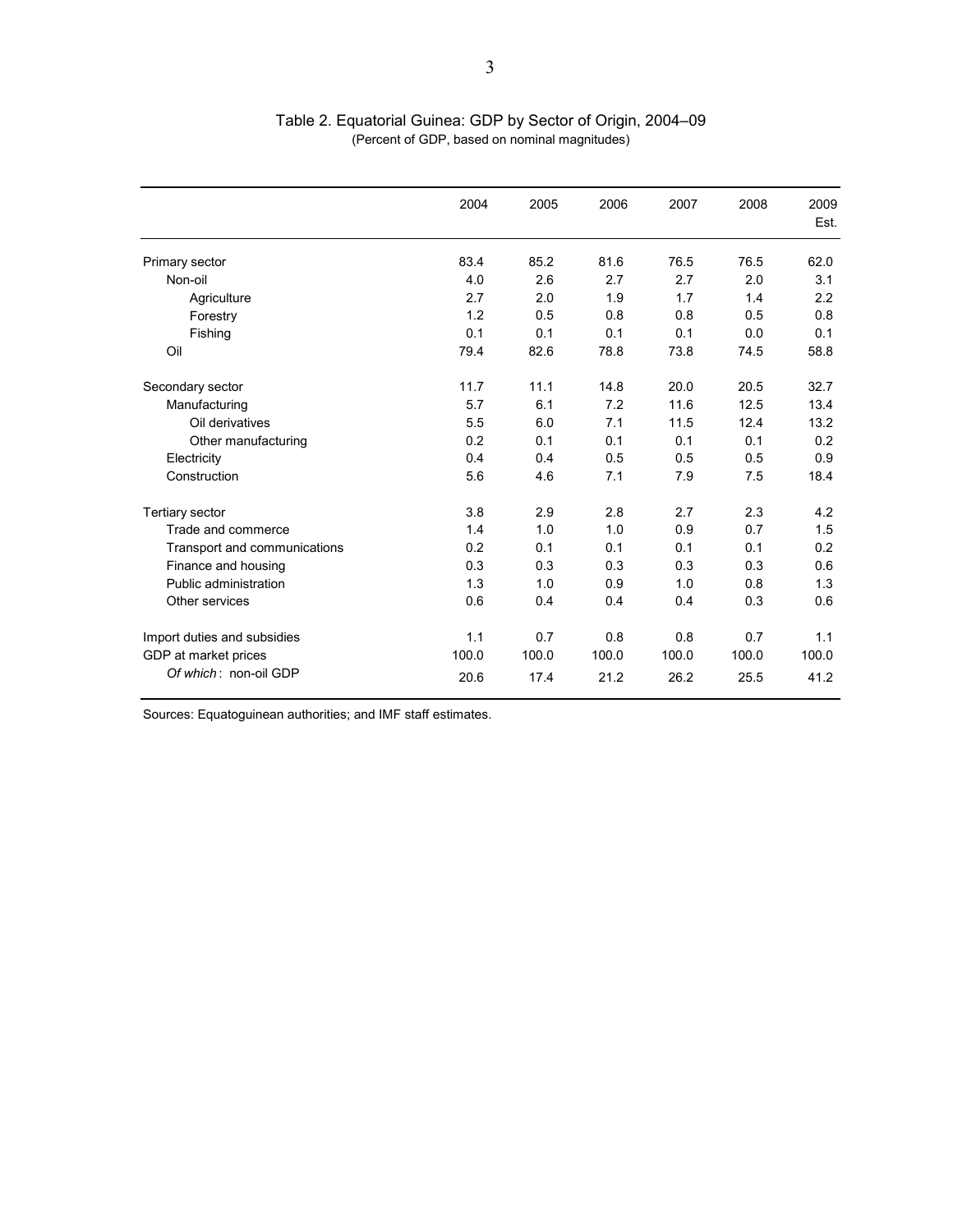Table 2. Equatorial Guinea: GDP by Sector of Origin, 2004–09
(Percent of GDP, based on nominal magnitudes)

| | 2004 | 2005 | 2006 | 2007 | 2008 | 2009 Est. |
|---|---|---|---|---|---|---|
| Primary sector | 83.4 | 85.2 | 81.6 | 76.5 | 76.5 | 62.0 |
| Non-oil | 4.0 | 2.6 | 2.7 | 2.7 | 2.0 | 3.1 |
| Agriculture | 2.7 | 2.0 | 1.9 | 1.7 | 1.4 | 2.2 |
| Forestry | 1.2 | 0.5 | 0.8 | 0.8 | 0.5 | 0.8 |
| Fishing | 0.1 | 0.1 | 0.1 | 0.1 | 0.0 | 0.1 |
| Oil | 79.4 | 82.6 | 78.8 | 73.8 | 74.5 | 58.8 |
| Secondary sector | 11.7 | 11.1 | 14.8 | 20.0 | 20.5 | 32.7 |
| Manufacturing | 5.7 | 6.1 | 7.2 | 11.6 | 12.5 | 13.4 |
| Oil derivatives | 5.5 | 6.0 | 7.1 | 11.5 | 12.4 | 13.2 |
| Other manufacturing | 0.2 | 0.1 | 0.1 | 0.1 | 0.1 | 0.2 |
| Electricity | 0.4 | 0.4 | 0.5 | 0.5 | 0.5 | 0.9 |
| Construction | 5.6 | 4.6 | 7.1 | 7.9 | 7.5 | 18.4 |
| Tertiary sector | 3.8 | 2.9 | 2.8 | 2.7 | 2.3 | 4.2 |
| Trade and commerce | 1.4 | 1.0 | 1.0 | 0.9 | 0.7 | 1.5 |
| Transport and communications | 0.2 | 0.1 | 0.1 | 0.1 | 0.1 | 0.2 |
| Finance and housing | 0.3 | 0.3 | 0.3 | 0.3 | 0.3 | 0.6 |
| Public administration | 1.3 | 1.0 | 0.9 | 1.0 | 0.8 | 1.3 |
| Other services | 0.6 | 0.4 | 0.4 | 0.4 | 0.3 | 0.6 |
| Import duties and subsidies | 1.1 | 0.7 | 0.8 | 0.8 | 0.7 | 1.1 |
| GDP at market prices | 100.0 | 100.0 | 100.0 | 100.0 | 100.0 | 100.0 |
| *Of which*: non-oil GDP | 20.6 | 17.4 | 21.2 | 26.2 | 25.5 | 41.2 |

Sources: Equatoguinean authorities; and IMF staff estimates.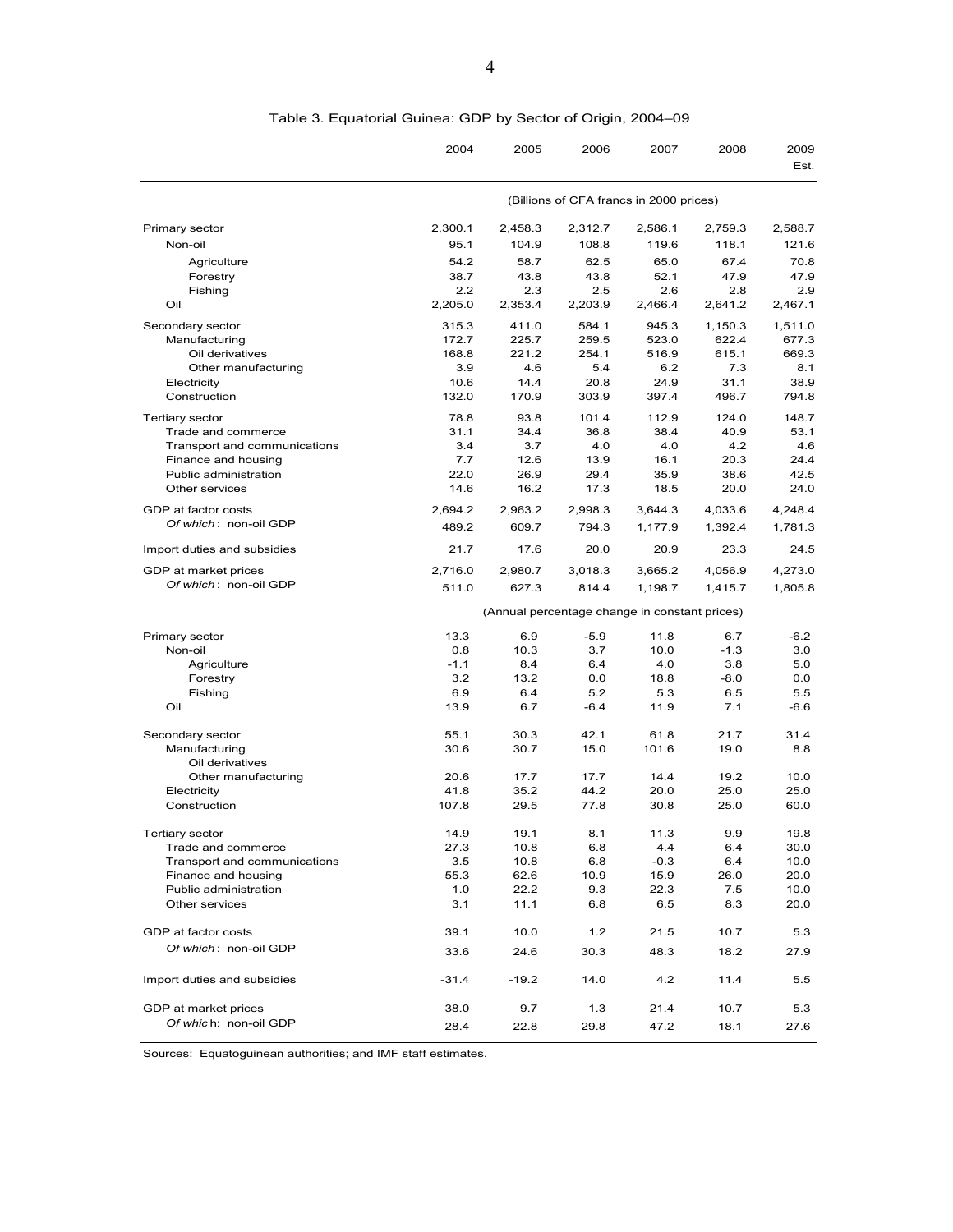Table 3. Equatorial Guinea: GDP by Sector of Origin, 2004–09

| | 2004 | 2005 | 2006 | 2007 | 2008 | 2009 Est. |
|---|---|---|---|---|---|---|
| | (Billions of CFA francs in 2000 prices) | | | | | |
| Primary sector | 2,300.1 | 2,458.3 | 2,312.7 | 2,586.1 | 2,759.3 | 2,588.7 |
| Non-oil | 95.1 | 104.9 | 108.8 | 119.6 | 118.1 | 121.6 |
| Agriculture | 54.2 | 58.7 | 62.5 | 65.0 | 67.4 | 70.8 |
| Forestry | 38.7 | 43.8 | 43.8 | 52.1 | 47.9 | 47.9 |
| Fishing | 2.2 | 2.3 | 2.5 | 2.6 | 2.8 | 2.9 |
| Oil | 2,205.0 | 2,353.4 | 2,203.9 | 2,466.4 | 2,641.2 | 2,467.1 |
| Secondary sector | 315.3 | 411.0 | 584.1 | 945.3 | 1,150.3 | 1,511.0 |
| Manufacturing | 172.7 | 225.7 | 259.5 | 523.0 | 622.4 | 677.3 |
| Oil derivatives | 168.8 | 221.2 | 254.1 | 516.9 | 615.1 | 669.3 |
| Other manufacturing | 3.9 | 4.6 | 5.4 | 6.2 | 7.3 | 8.1 |
| Electricity | 10.6 | 14.4 | 20.8 | 24.9 | 31.1 | 38.9 |
| Construction | 132.0 | 170.9 | 303.9 | 397.4 | 496.7 | 794.8 |
| Tertiary sector | 78.8 | 93.8 | 101.4 | 112.9 | 124.0 | 148.7 |
| Trade and commerce | 31.1 | 34.4 | 36.8 | 38.4 | 40.9 | 53.1 |
| Transport and communications | 3.4 | 3.7 | 4.0 | 4.0 | 4.2 | 4.6 |
| Finance and housing | 7.7 | 12.6 | 13.9 | 16.1 | 20.3 | 24.4 |
| Public administration | 22.0 | 26.9 | 29.4 | 35.9 | 38.6 | 42.5 |
| Other services | 14.6 | 16.2 | 17.3 | 18.5 | 20.0 | 24.0 |
| GDP at factor costs | 2,694.2 | 2,963.2 | 2,998.3 | 3,644.3 | 4,033.6 | 4,248.4 |
| *Of which*: non-oil GDP | 489.2 | 609.7 | 794.3 | 1,177.9 | 1,392.4 | 1,781.3 |
| Import duties and subsidies | 21.7 | 17.6 | 20.0 | 20.9 | 23.3 | 24.5 |
| GDP at market prices | 2,716.0 | 2,980.7 | 3,018.3 | 3,665.2 | 4,056.9 | 4,273.0 |
| *Of which*: non-oil GDP | 511.0 | 627.3 | 814.4 | 1,198.7 | 1,415.7 | 1,805.8 |
| | (Annual percentage change in constant prices) | | | | | |
| Primary sector | 13.3 | 6.9 | -5.9 | 11.8 | 6.7 | -6.2 |
| Non-oil | 0.8 | 10.3 | 3.7 | 10.0 | -1.3 | 3.0 |
| Agriculture | -1.1 | 8.4 | 6.4 | 4.0 | 3.8 | 5.0 |
| Forestry | 3.2 | 13.2 | 0.0 | 18.8 | -8.0 | 0.0 |
| Fishing | 6.9 | 6.4 | 5.2 | 5.3 | 6.5 | 5.5 |
| Oil | 13.9 | 6.7 | -6.4 | 11.9 | 7.1 | -6.6 |
| Secondary sector | 55.1 | 30.3 | 42.1 | 61.8 | 21.7 | 31.4 |
| Manufacturing | 30.6 | 30.7 | 15.0 | 101.6 | 19.0 | 8.8 |
| Oil derivatives | | | | | | |
| Other manufacturing | 20.6 | 17.7 | 17.7 | 14.4 | 19.2 | 10.0 |
| Electricity | 41.8 | 35.2 | 44.2 | 20.0 | 25.0 | 25.0 |
| Construction | 107.8 | 29.5 | 77.8 | 30.8 | 25.0 | 60.0 |
| Tertiary sector | 14.9 | 19.1 | 8.1 | 11.3 | 9.9 | 19.8 |
| Trade and commerce | 27.3 | 10.8 | 6.8 | 4.4 | 6.4 | 30.0 |
| Transport and communications | 3.5 | 10.8 | 6.8 | -0.3 | 6.4 | 10.0 |
| Finance and housing | 55.3 | 62.6 | 10.9 | 15.9 | 26.0 | 20.0 |
| Public administration | 1.0 | 22.2 | 9.3 | 22.3 | 7.5 | 10.0 |
| Other services | 3.1 | 11.1 | 6.8 | 6.5 | 8.3 | 20.0 |
| GDP at factor costs | 39.1 | 10.0 | 1.2 | 21.5 | 10.7 | 5.3 |
| *Of which*: non-oil GDP | 33.6 | 24.6 | 30.3 | 48.3 | 18.2 | 27.9 |
| Import duties and subsidies | -31.4 | -19.2 | 14.0 | 4.2 | 11.4 | 5.5 |
| GDP at market prices | 38.0 | 9.7 | 1.3 | 21.4 | 10.7 | 5.3 |
| *Of which*: non-oil GDP | 28.4 | 22.8 | 29.8 | 47.2 | 18.1 | 27.6 |

Sources: Equatoguinean authorities; and IMF staff estimates.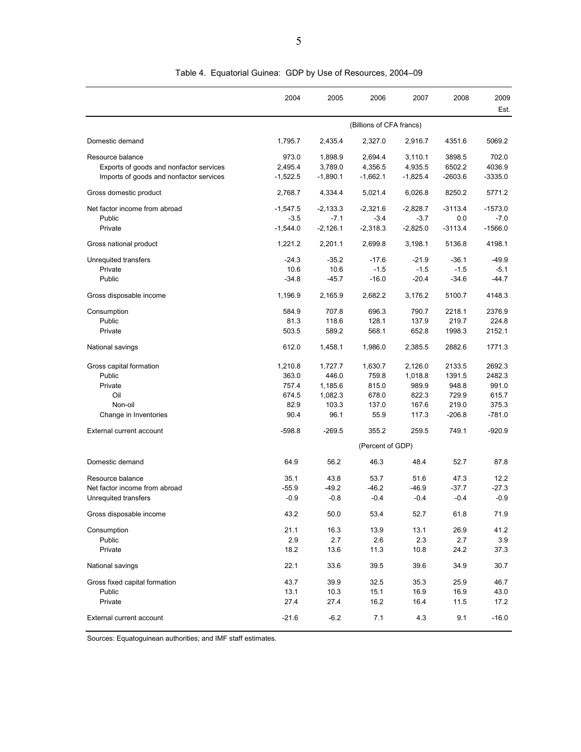Table 4. Equatorial Guinea: GDP by Use of Resources, 2004–09

| | 2004 | 2005 | 2006 | 2007 | 2008 | 2009 Est. |
|---|---|---|---|---|---|---|
| | (Billions of CFA francs) | | | | | |
| Domestic demand | 1,795.7 | 2,435.4 | 2,327.0 | 2,916.7 | 4351.6 | 5069.2 |
| Resource balance | 973.0 | 1,898.9 | 2,694.4 | 3,110.1 | 3898.5 | 702.0 |
| Exports of goods and nonfactor services | 2,495.4 | 3,789.0 | 4,356.5 | 4,935.5 | 6502.2 | 4036.9 |
| Imports of goods and nonfactor services | -1,522.5 | -1,890.1 | -1,662.1 | -1,825.4 | -2603.6 | -3335.0 |
| Gross domestic product | 2,768.7 | 4,334.4 | 5,021.4 | 6,026.8 | 8250.2 | 5771.2 |
| Net factor income from abroad | -1,547.5 | -2,133.3 | -2,321.6 | -2,828.7 | -3113.4 | -1573.0 |
| Public | -3.5 | -7.1 | -3.4 | -3.7 | 0.0 | -7.0 |
| Private | -1,544.0 | -2,126.1 | -2,318.3 | -2,825.0 | -3113.4 | -1566.0 |
| Gross national product | 1,221.2 | 2,201.1 | 2,699.8 | 3,198.1 | 5136.8 | 4198.1 |
| Unrequited transfers | -24.3 | -35.2 | -17.6 | -21.9 | -36.1 | -49.9 |
| Private | 10.6 | 10.6 | -1.5 | -1.5 | -1.5 | -5.1 |
| Public | -34.8 | -45.7 | -16.0 | -20.4 | -34.6 | -44.7 |
| Gross disposable income | 1,196.9 | 2,165.9 | 2,682.2 | 3,176.2 | 5100.7 | 4148.3 |
| Consumption | 584.9 | 707.8 | 696.3 | 790.7 | 2218.1 | 2376.9 |
| Public | 81.3 | 118.6 | 128.1 | 137.9 | 219.7 | 224.8 |
| Private | 503.5 | 589.2 | 568.1 | 652.8 | 1998.3 | 2152.1 |
| National savings | 612.0 | 1,458.1 | 1,986.0 | 2,385.5 | 2882.6 | 1771.3 |
| Gross capital formation | 1,210.8 | 1,727.7 | 1,630.7 | 2,126.0 | 2133.5 | 2692.3 |
| Public | 363.0 | 446.0 | 759.8 | 1,018.8 | 1391.5 | 2482.3 |
| Private | 757.4 | 1,185.6 | 815.0 | 989.9 | 948.8 | 991.0 |
| Oil | 674.5 | 1,082.3 | 678.0 | 822.3 | 729.9 | 615.7 |
| Non-oil | 82.9 | 103.3 | 137.0 | 167.6 | 219.0 | 375.3 |
| Change in Inventories | 90.4 | 96.1 | 55.9 | 117.3 | -206.8 | -781.0 |
| External current account | -598.8 | -269.5 | 355.2 | 259.5 | 749.1 | -920.9 |
| | (Percent of GDP) | | | | | |
| Domestic demand | 64.9 | 56.2 | 46.3 | 48.4 | 52.7 | 87.8 |
| Resource balance | 35.1 | 43.8 | 53.7 | 51.6 | 47.3 | 12.2 |
| Net factor income from abroad | -55.9 | -49.2 | -46.2 | -46.9 | -37.7 | -27.3 |
| Unrequited transfers | -0.9 | -0.8 | -0.4 | -0.4 | -0.4 | -0.9 |
| Gross disposable income | 43.2 | 50.0 | 53.4 | 52.7 | 61.8 | 71.9 |
| Consumption | 21.1 | 16.3 | 13.9 | 13.1 | 26.9 | 41.2 |
| Public | 2.9 | 2.7 | 2.6 | 2.3 | 2.7 | 3.9 |
| Private | 18.2 | 13.6 | 11.3 | 10.8 | 24.2 | 37.3 |
| National savings | 22.1 | 33.6 | 39.5 | 39.6 | 34.9 | 30.7 |
| Gross fixed capital formation | 43.7 | 39.9 | 32.5 | 35.3 | 25.9 | 46.7 |
| Public | 13.1 | 10.3 | 15.1 | 16.9 | 16.9 | 43.0 |
| Private | 27.4 | 27.4 | 16.2 | 16.4 | 11.5 | 17.2 |
| External current account | -21.6 | -6.2 | 7.1 | 4.3 | 9.1 | -16.0 |

Sources: Equatoguinean authorities; and IMF staff estimates.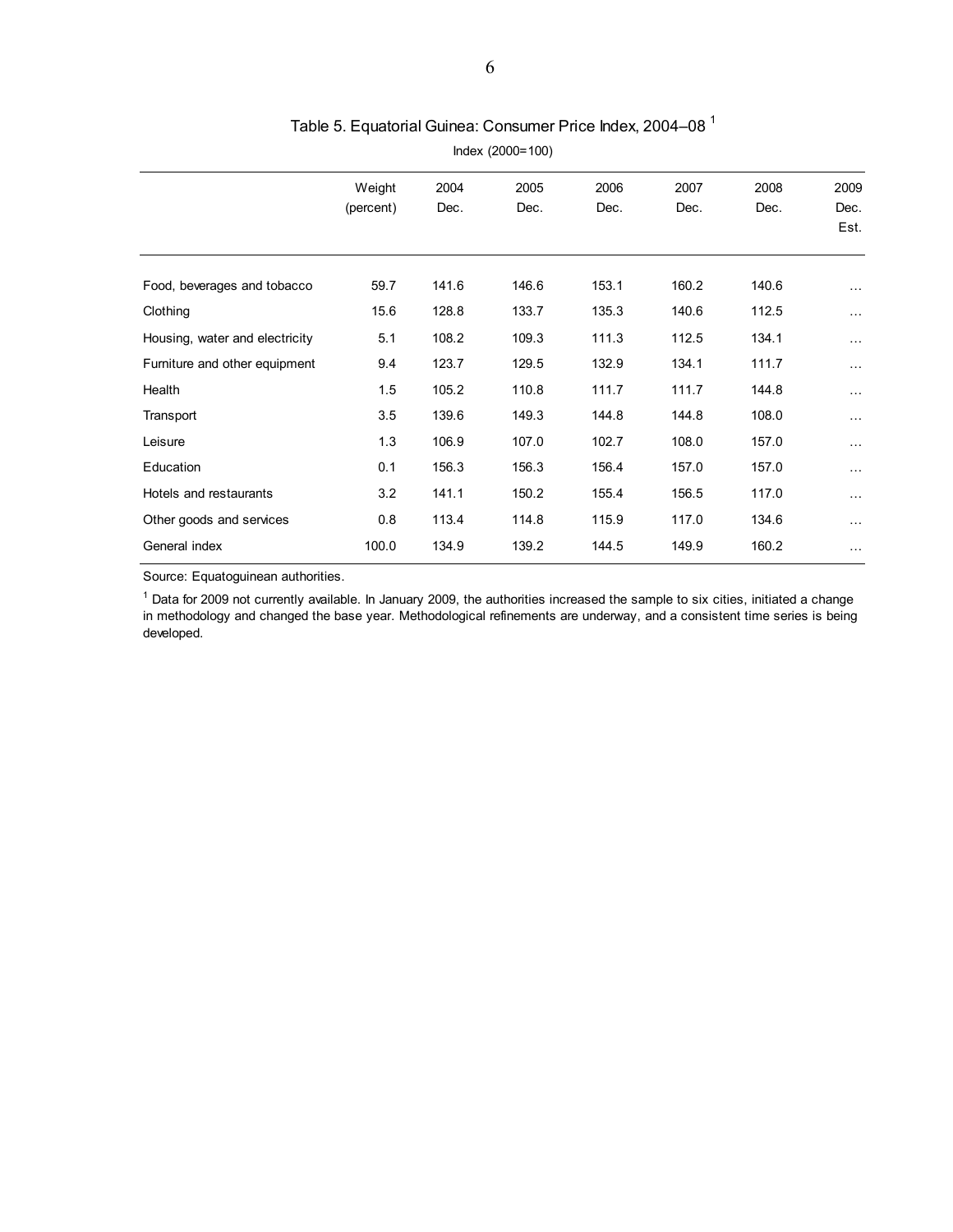Table 5. Equatorial Guinea: Consumer Price Index, 2004–08 [1]

Index (2000=100)

| | Weight (percent) | 2004 Dec. | 2005 Dec. | 2006 Dec. | 2007 Dec. | 2008 Dec. | 2009 Dec. Est. |
|---|---|---|---|---|---|---|---|
| Food, beverages and tobacco | 59.7 | 141.6 | 146.6 | 153.1 | 160.2 | 140.6 | … |
| Clothing | 15.6 | 128.8 | 133.7 | 135.3 | 140.6 | 112.5 | … |
| Housing, water and electricity | 5.1 | 108.2 | 109.3 | 111.3 | 112.5 | 134.1 | … |
| Furniture and other equipment | 9.4 | 123.7 | 129.5 | 132.9 | 134.1 | 111.7 | … |
| Health | 1.5 | 105.2 | 110.8 | 111.7 | 111.7 | 144.8 | … |
| Transport | 3.5 | 139.6 | 149.3 | 144.8 | 144.8 | 108.0 | … |
| Leisure | 1.3 | 106.9 | 107.0 | 102.7 | 108.0 | 157.0 | … |
| Education | 0.1 | 156.3 | 156.3 | 156.4 | 157.0 | 157.0 | … |
| Hotels and restaurants | 3.2 | 141.1 | 150.2 | 155.4 | 156.5 | 117.0 | … |
| Other goods and services | 0.8 | 113.4 | 114.8 | 115.9 | 117.0 | 134.6 | … |
| General index | 100.0 | 134.9 | 139.2 | 144.5 | 149.9 | 160.2 | … |

Source: Equatoguinean authorities.

[1] Data for 2009 not currently available. In January 2009, the authorities increased the sample to six cities, initiated a change in methodology and changed the base year. Methodological refinements are underway, and a consistent time series is being developed.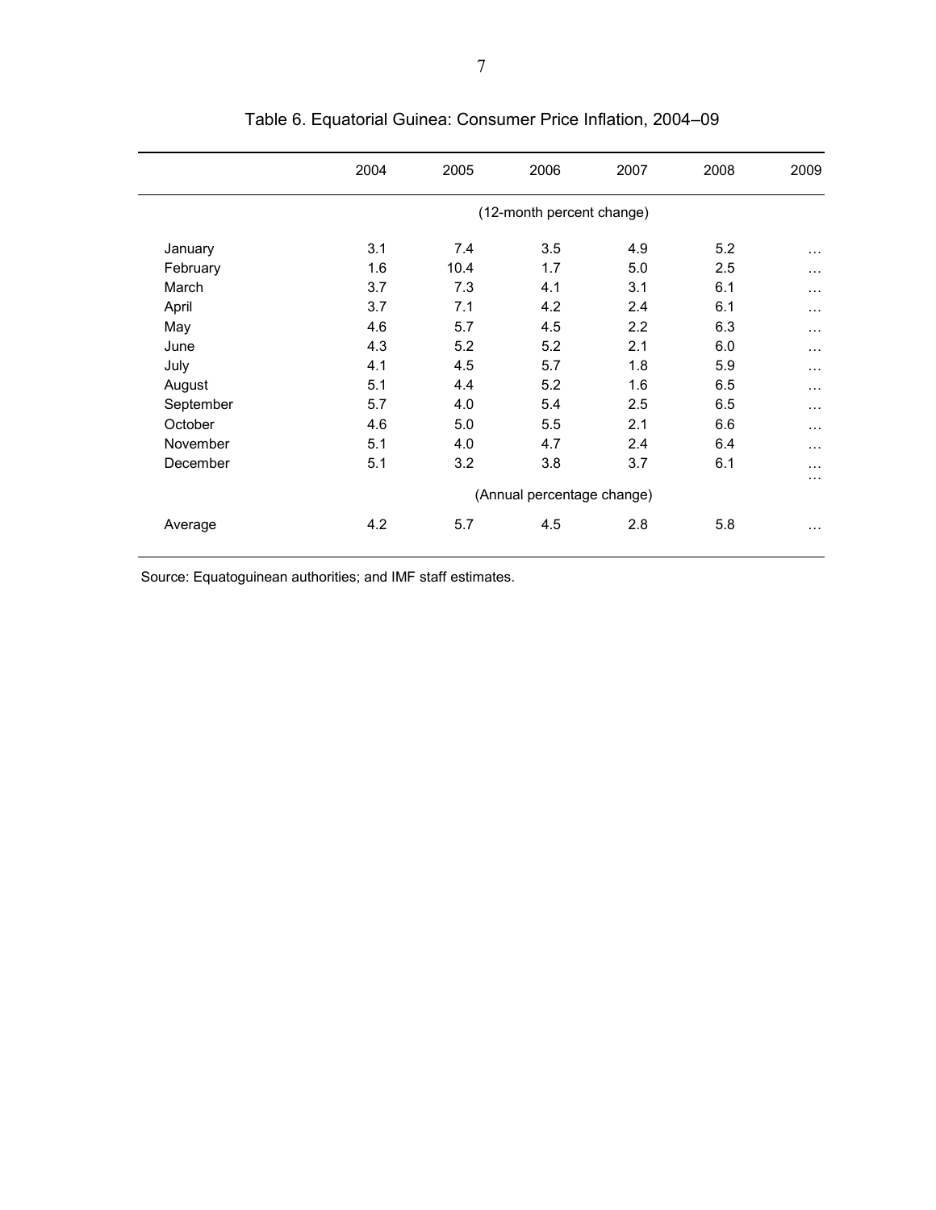# Table 6. Equatorial Guinea: Consumer Price Inflation, 2004–09

| | 2004 | 2005 | 2006 | 2007 | 2008 | 2009 |
|---|---|---|---|---|---|---|
| | (12-month percent change) | | | | | |
| January | 3.1 | 7.4 | 3.5 | 4.9 | 5.2 | … |
| February | 1.6 | 10.4 | 1.7 | 5.0 | 2.5 | … |
| March | 3.7 | 7.3 | 4.1 | 3.1 | 6.1 | … |
| April | 3.7 | 7.1 | 4.2 | 2.4 | 6.1 | … |
| May | 4.6 | 5.7 | 4.5 | 2.2 | 6.3 | … |
| June | 4.3 | 5.2 | 5.2 | 2.1 | 6.0 | … |
| July | 4.1 | 4.5 | 5.7 | 1.8 | 5.9 | … |
| August | 5.1 | 4.4 | 5.2 | 1.6 | 6.5 | … |
| September | 5.7 | 4.0 | 5.4 | 2.5 | 6.5 | … |
| October | 4.6 | 5.0 | 5.5 | 2.1 | 6.6 | … |
| November | 5.1 | 4.0 | 4.7 | 2.4 | 6.4 | … |
| December | 5.1 | 3.2 | 3.8 | 3.7 | 6.1 | … |
| | (Annual percentage change) | | | | | |
| Average | 4.2 | 5.7 | 4.5 | 2.8 | 5.8 | … |

Source: Equatoguinean authorities; and IMF staff estimates.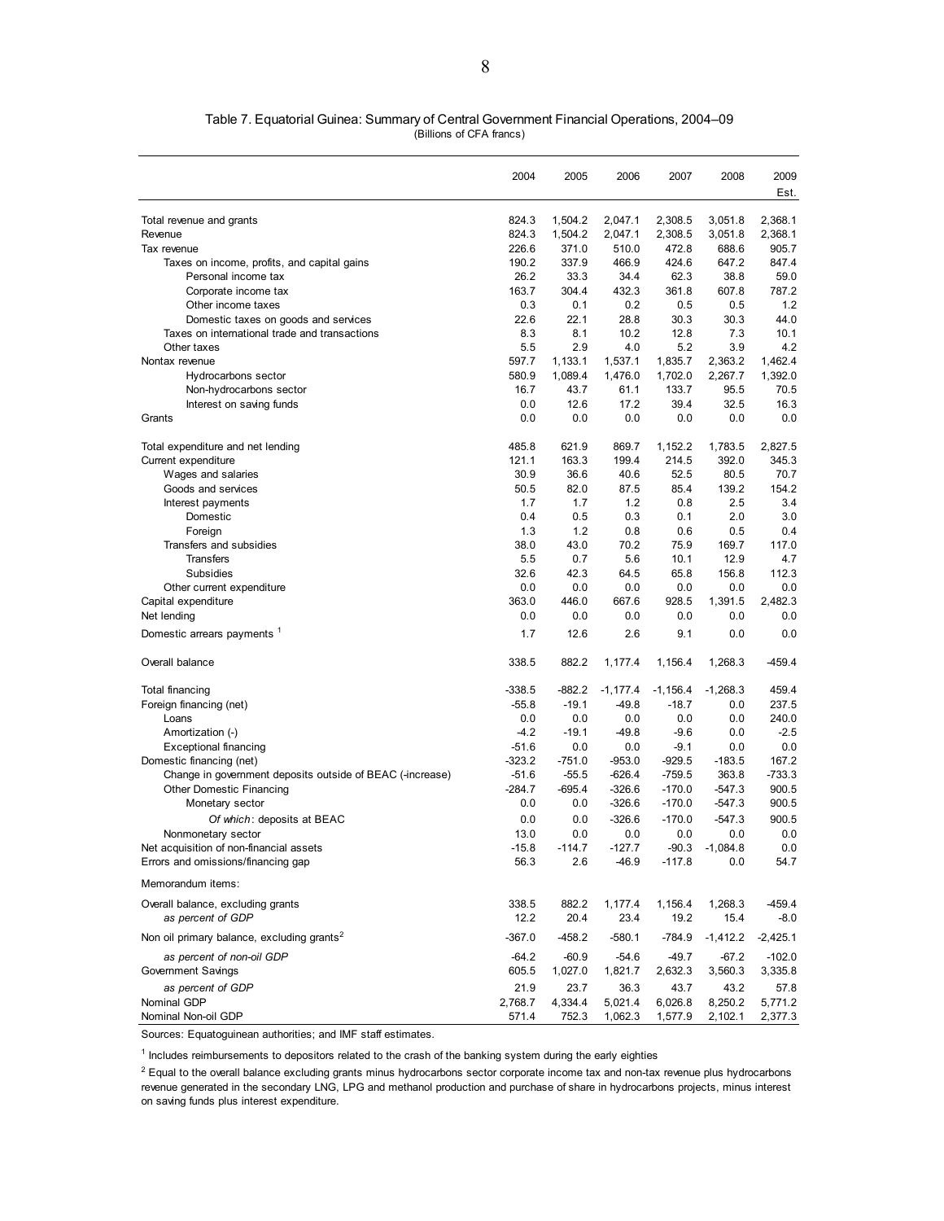Table 7. Equatorial Guinea: Summary of Central Government Financial Operations, 2004–09
(Billions of CFA francs)

| | 2004 | 2005 | 2006 | 2007 | 2008 | 2009 Est. |
|---|---|---|---|---|---|---|
| Total revenue and grants | 824.3 | 1,504.2 | 2,047.1 | 2,308.5 | 3,051.8 | 2,368.1 |
| Revenue | 824.3 | 1,504.2 | 2,047.1 | 2,308.5 | 3,051.8 | 2,368.1 |
| Tax revenue | 226.6 | 371.0 | 510.0 | 472.8 | 688.6 | 905.7 |
| Taxes on income, profits, and capital gains | 190.2 | 337.9 | 466.9 | 424.6 | 647.2 | 847.4 |
| Personal income tax | 26.2 | 33.3 | 34.4 | 62.3 | 38.8 | 59.0 |
| Corporate income tax | 163.7 | 304.4 | 432.3 | 361.8 | 607.8 | 787.2 |
| Other income taxes | 0.3 | 0.1 | 0.2 | 0.5 | 0.5 | 1.2 |
| Domestic taxes on goods and services | 22.6 | 22.1 | 28.8 | 30.3 | 30.3 | 44.0 |
| Taxes on international trade and transactions | 8.3 | 8.1 | 10.2 | 12.8 | 7.3 | 10.1 |
| Other taxes | 5.5 | 2.9 | 4.0 | 5.2 | 3.9 | 4.2 |
| Nontax revenue | 597.7 | 1,133.1 | 1,537.1 | 1,835.7 | 2,363.2 | 1,462.4 |
| Hydrocarbons sector | 580.9 | 1,089.4 | 1,476.0 | 1,702.0 | 2,267.7 | 1,392.0 |
| Non-hydrocarbons sector | 16.7 | 43.7 | 61.1 | 133.7 | 95.5 | 70.5 |
| Interest on saving funds | 0.0 | 12.6 | 17.2 | 39.4 | 32.5 | 16.3 |
| Grants | 0.0 | 0.0 | 0.0 | 0.0 | 0.0 | 0.0 |
| | | | | | | |
| Total expenditure and net lending | 485.8 | 621.9 | 869.7 | 1,152.2 | 1,783.5 | 2,827.5 |
| Current expenditure | 121.1 | 163.3 | 199.4 | 214.5 | 392.0 | 345.3 |
| Wages and salaries | 30.9 | 36.6 | 40.6 | 52.5 | 80.5 | 70.7 |
| Goods and services | 50.5 | 82.0 | 87.5 | 85.4 | 139.2 | 154.2 |
| Interest payments | 1.7 | 1.7 | 1.2 | 0.8 | 2.5 | 3.4 |
| Domestic | 0.4 | 0.5 | 0.3 | 0.1 | 2.0 | 3.0 |
| Foreign | 1.3 | 1.2 | 0.8 | 0.6 | 0.5 | 0.4 |
| Transfers and subsidies | 38.0 | 43.0 | 70.2 | 75.9 | 169.7 | 117.0 |
| Transfers | 5.5 | 0.7 | 5.6 | 10.1 | 12.9 | 4.7 |
| Subsidies | 32.6 | 42.3 | 64.5 | 65.8 | 156.8 | 112.3 |
| Other current expenditure | 0.0 | 0.0 | 0.0 | 0.0 | 0.0 | 0.0 |
| Capital expenditure | 363.0 | 446.0 | 667.6 | 928.5 | 1,391.5 | 2,482.3 |
| Net lending | 0.0 | 0.0 | 0.0 | 0.0 | 0.0 | 0.0 |
| Domestic arrears payments [1] | 1.7 | 12.6 | 2.6 | 9.1 | 0.0 | 0.0 |
| | | | | | | |
| Overall balance | 338.5 | 882.2 | 1,177.4 | 1,156.4 | 1,268.3 | -459.4 |
| | | | | | | |
| Total financing | -338.5 | -882.2 | -1,177.4 | -1,156.4 | -1,268.3 | 459.4 |
| Foreign financing (net) | -55.8 | -19.1 | -49.8 | -18.7 | 0.0 | 237.5 |
| Loans | 0.0 | 0.0 | 0.0 | 0.0 | 0.0 | 240.0 |
| Amortization (-) | -4.2 | -19.1 | -49.8 | -9.6 | 0.0 | -2.5 |
| Exceptional financing | -51.6 | 0.0 | 0.0 | -9.1 | 0.0 | 0.0 |
| Domestic financing (net) | -323.2 | -751.0 | -953.0 | -929.5 | -183.5 | 167.2 |
| Change in government deposits outside of BEAC (-increase) | -51.6 | -55.5 | -626.4 | -759.5 | 363.8 | -733.3 |
| Other Domestic Financing | -284.7 | -695.4 | -326.6 | -170.0 | -547.3 | 900.5 |
| Monetary sector | 0.0 | 0.0 | -326.6 | -170.0 | -547.3 | 900.5 |
| *Of which*: deposits at BEAC | 0.0 | 0.0 | -326.6 | -170.0 | -547.3 | 900.5 |
| Nonmonetary sector | 13.0 | 0.0 | 0.0 | 0.0 | 0.0 | 0.0 |
| Net acquisition of non-financial assets | -15.8 | -114.7 | -127.7 | -90.3 | -1,084.8 | 0.0 |
| Errors and omissions/financing gap | 56.3 | 2.6 | -46.9 | -117.8 | 0.0 | 54.7 |
| Memorandum items: | | | | | | |
| Overall balance, excluding grants | 338.5 | 882.2 | 1,177.4 | 1,156.4 | 1,268.3 | -459.4 |
| *as percent of GDP* | 12.2 | 20.4 | 23.4 | 19.2 | 15.4 | -8.0 |
| Non oil primary balance, excluding grants[2] | -367.0 | -458.2 | -580.1 | -784.9 | -1,412.2 | -2,425.1 |
| *as percent of non-oil GDP* | -64.2 | -60.9 | -54.6 | -49.7 | -67.2 | -102.0 |
| Government Savings | 605.5 | 1,027.0 | 1,821.7 | 2,632.3 | 3,560.3 | 3,335.8 |
| *as percent of GDP* | 21.9 | 23.7 | 36.3 | 43.7 | 43.2 | 57.8 |
| Nominal GDP | 2,768.7 | 4,334.4 | 5,021.4 | 6,026.8 | 8,250.2 | 5,771.2 |
| Nominal Non-oil GDP | 571.4 | 752.3 | 1,062.3 | 1,577.9 | 2,102.1 | 2,377.3 |

Sources: Equatoguinean authorities; and IMF staff estimates.

[1] Includes reimbursements to depositors related to the crash of the banking system during the early eighties

[2] Equal to the overall balance excluding grants minus hydrocarbons sector corporate income tax and non-tax revenue plus hydrocarbons revenue generated in the secondary LNG, LPG and methanol production and purchase of share in hydrocarbons projects, minus interest on saving funds plus interest expenditure.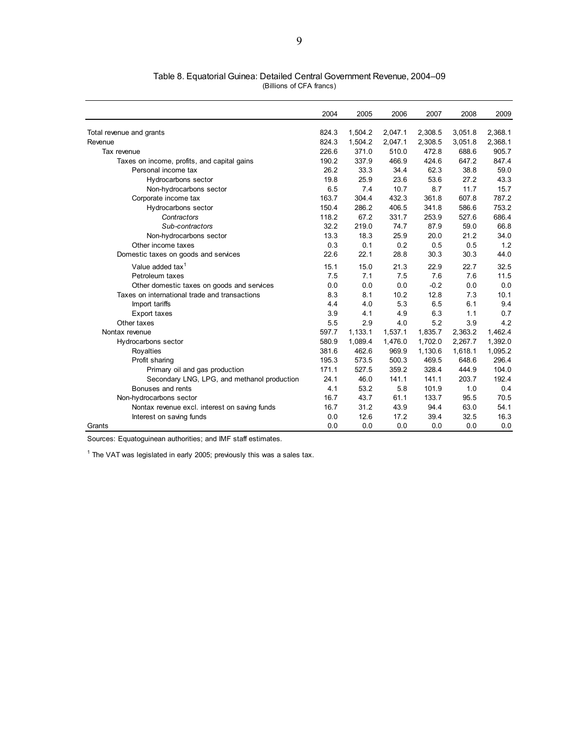Table 8. Equatorial Guinea: Detailed Central Government Revenue, 2004–09
(Billions of CFA francs)

| | 2004 | 2005 | 2006 | 2007 | 2008 | 2009 |
|---|---|---|---|---|---|---|
| Total revenue and grants | 824.3 | 1,504.2 | 2,047.1 | 2,308.5 | 3,051.8 | 2,368.1 |
| Revenue | 824.3 | 1,504.2 | 2,047.1 | 2,308.5 | 3,051.8 | 2,368.1 |
| Tax revenue | 226.6 | 371.0 | 510.0 | 472.8 | 688.6 | 905.7 |
| Taxes on income, profits, and capital gains | 190.2 | 337.9 | 466.9 | 424.6 | 647.2 | 847.4 |
| Personal income tax | 26.2 | 33.3 | 34.4 | 62.3 | 38.8 | 59.0 |
| Hydrocarbons sector | 19.8 | 25.9 | 23.6 | 53.6 | 27.2 | 43.3 |
| Non-hydrocarbons sector | 6.5 | 7.4 | 10.7 | 8.7 | 11.7 | 15.7 |
| Corporate income tax | 163.7 | 304.4 | 432.3 | 361.8 | 607.8 | 787.2 |
| Hydrocarbons sector | 150.4 | 286.2 | 406.5 | 341.8 | 586.6 | 753.2 |
| *Contractors* | 118.2 | 67.2 | 331.7 | 253.9 | 527.6 | 686.4 |
| *Sub-contractors* | 32.2 | 219.0 | 74.7 | 87.9 | 59.0 | 66.8 |
| Non-hydrocarbons sector | 13.3 | 18.3 | 25.9 | 20.0 | 21.2 | 34.0 |
| Other income taxes | 0.3 | 0.1 | 0.2 | 0.5 | 0.5 | 1.2 |
| Domestic taxes on goods and services | 22.6 | 22.1 | 28.8 | 30.3 | 30.3 | 44.0 |
| Value added tax[1] | 15.1 | 15.0 | 21.3 | 22.9 | 22.7 | 32.5 |
| Petroleum taxes | 7.5 | 7.1 | 7.5 | 7.6 | 7.6 | 11.5 |
| Other domestic taxes on goods and services | 0.0 | 0.0 | 0.0 | -0.2 | 0.0 | 0.0 |
| Taxes on international trade and transactions | 8.3 | 8.1 | 10.2 | 12.8 | 7.3 | 10.1 |
| Import tariffs | 4.4 | 4.0 | 5.3 | 6.5 | 6.1 | 9.4 |
| Export taxes | 3.9 | 4.1 | 4.9 | 6.3 | 1.1 | 0.7 |
| Other taxes | 5.5 | 2.9 | 4.0 | 5.2 | 3.9 | 4.2 |
| Nontax revenue | 597.7 | 1,133.1 | 1,537.1 | 1,835.7 | 2,363.2 | 1,462.4 |
| Hydrocarbons sector | 580.9 | 1,089.4 | 1,476.0 | 1,702.0 | 2,267.7 | 1,392.0 |
| Royalties | 381.6 | 462.6 | 969.9 | 1,130.6 | 1,618.1 | 1,095.2 |
| Profit sharing | 195.3 | 573.5 | 500.3 | 469.5 | 648.6 | 296.4 |
| Primary oil and gas production | 171.1 | 527.5 | 359.2 | 328.4 | 444.9 | 104.0 |
| Secondary LNG, LPG, and methanol production | 24.1 | 46.0 | 141.1 | 141.1 | 203.7 | 192.4 |
| Bonuses and rents | 4.1 | 53.2 | 5.8 | 101.9 | 1.0 | 0.4 |
| Non-hydrocarbons sector | 16.7 | 43.7 | 61.1 | 133.7 | 95.5 | 70.5 |
| Nontax revenue excl. interest on saving funds | 16.7 | 31.2 | 43.9 | 94.4 | 63.0 | 54.1 |
| Interest on saving funds | 0.0 | 12.6 | 17.2 | 39.4 | 32.5 | 16.3 |
| Grants | 0.0 | 0.0 | 0.0 | 0.0 | 0.0 | 0.0 |

Sources: Equatoguinean authorities; and IMF staff estimates.

[1] The VAT was legislated in early 2005; previously this was a sales tax.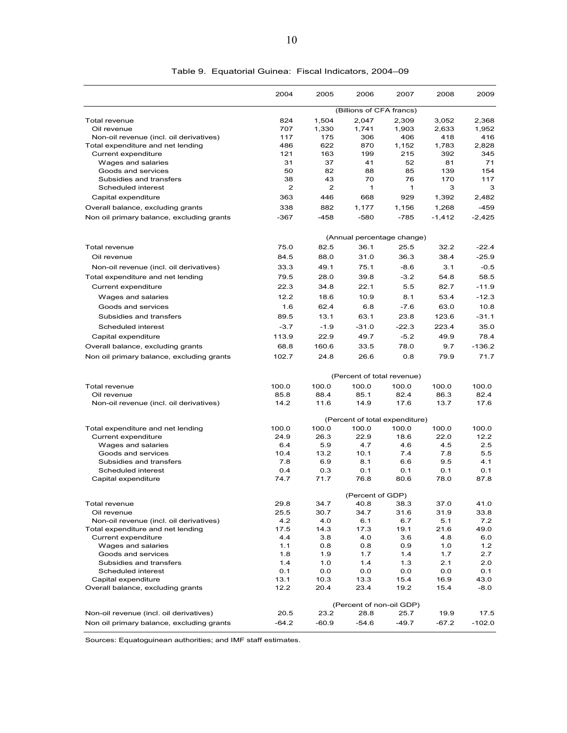Table 9. Equatorial Guinea: Fiscal Indicators, 2004–09

| | 2004 | 2005 | 2006 | 2007 | 2008 | 2009 |
|---|---|---|---|---|---|---|
| | (Billions of CFA francs) | | | | | |
| Total revenue | 824 | 1,504 | 2,047 | 2,309 | 3,052 | 2,368 |
| Oil revenue | 707 | 1,330 | 1,741 | 1,903 | 2,633 | 1,952 |
| Non-oil revenue (incl. oil derivatives) | 117 | 175 | 306 | 406 | 418 | 416 |
| Total expenditure and net lending | 486 | 622 | 870 | 1,152 | 1,783 | 2,828 |
| Current expenditure | 121 | 163 | 199 | 215 | 392 | 345 |
| Wages and salaries | 31 | 37 | 41 | 52 | 81 | 71 |
| Goods and services | 50 | 82 | 88 | 85 | 139 | 154 |
| Subsidies and transfers | 38 | 43 | 70 | 76 | 170 | 117 |
| Scheduled interest | 2 | 2 | 1 | 1 | 3 | 3 |
| Capital expenditure | 363 | 446 | 668 | 929 | 1,392 | 2,482 |
| Overall balance, excluding grants | 338 | 882 | 1,177 | 1,156 | 1,268 | -459 |
| Non oil primary balance, excluding grants | -367 | -458 | -580 | -785 | -1,412 | -2,425 |
| | (Annual percentage change) | | | | | |
| Total revenue | 75.0 | 82.5 | 36.1 | 25.5 | 32.2 | -22.4 |
| Oil revenue | 84.5 | 88.0 | 31.0 | 36.3 | 38.4 | -25.9 |
| Non-oil revenue (incl. oil derivatives) | 33.3 | 49.1 | 75.1 | -8.6 | 3.1 | -0.5 |
| Total expenditure and net lending | 79.5 | 28.0 | 39.8 | -3.2 | 54.8 | 58.5 |
| Current expenditure | 22.3 | 34.8 | 22.1 | 5.5 | 82.7 | -11.9 |
| Wages and salaries | 12.2 | 18.6 | 10.9 | 8.1 | 53.4 | -12.3 |
| Goods and services | 1.6 | 62.4 | 6.8 | -7.6 | 63.0 | 10.8 |
| Subsidies and transfers | 89.5 | 13.1 | 63.1 | 23.8 | 123.6 | -31.1 |
| Scheduled interest | -3.7 | -1.9 | -31.0 | -22.3 | 223.4 | 35.0 |
| Capital expenditure | 113.9 | 22.9 | 49.7 | -5.2 | 49.9 | 78.4 |
| Overall balance, excluding grants | 68.8 | 160.6 | 33.5 | 78.0 | 9.7 | -136.2 |
| Non oil primary balance, excluding grants | 102.7 | 24.8 | 26.6 | 0.8 | 79.9 | 71.7 |
| | (Percent of total revenue) | | | | | |
| Total revenue | 100.0 | 100.0 | 100.0 | 100.0 | 100.0 | 100.0 |
| Oil revenue | 85.8 | 88.4 | 85.1 | 82.4 | 86.3 | 82.4 |
| Non-oil revenue (incl. oil derivatives) | 14.2 | 11.6 | 14.9 | 17.6 | 13.7 | 17.6 |
| | (Percent of total expenditure) | | | | | |
| Total expenditure and net lending | 100.0 | 100.0 | 100.0 | 100.0 | 100.0 | 100.0 |
| Current expenditure | 24.9 | 26.3 | 22.9 | 18.6 | 22.0 | 12.2 |
| Wages and salaries | 6.4 | 5.9 | 4.7 | 4.6 | 4.5 | 2.5 |
| Goods and services | 10.4 | 13.2 | 10.1 | 7.4 | 7.8 | 5.5 |
| Subsidies and transfers | 7.8 | 6.9 | 8.1 | 6.6 | 9.5 | 4.1 |
| Scheduled interest | 0.4 | 0.3 | 0.1 | 0.1 | 0.1 | 0.1 |
| Capital expenditure | 74.7 | 71.7 | 76.8 | 80.6 | 78.0 | 87.8 |
| | (Percent of GDP) | | | | | |
| Total revenue | 29.8 | 34.7 | 40.8 | 38.3 | 37.0 | 41.0 |
| Oil revenue | 25.5 | 30.7 | 34.7 | 31.6 | 31.9 | 33.8 |
| Non-oil revenue (incl. oil derivatives) | 4.2 | 4.0 | 6.1 | 6.7 | 5.1 | 7.2 |
| Total expenditure and net lending | 17.5 | 14.3 | 17.3 | 19.1 | 21.6 | 49.0 |
| Current expenditure | 4.4 | 3.8 | 4.0 | 3.6 | 4.8 | 6.0 |
| Wages and salaries | 1.1 | 0.8 | 0.8 | 0.9 | 1.0 | 1.2 |
| Goods and services | 1.8 | 1.9 | 1.7 | 1.4 | 1.7 | 2.7 |
| Subsidies and transfers | 1.4 | 1.0 | 1.4 | 1.3 | 2.1 | 2.0 |
| Scheduled interest | 0.1 | 0.0 | 0.0 | 0.0 | 0.0 | 0.1 |
| Capital expenditure | 13.1 | 10.3 | 13.3 | 15.4 | 16.9 | 43.0 |
| Overall balance, excluding grants | 12.2 | 20.4 | 23.4 | 19.2 | 15.4 | -8.0 |
| | (Percent of non-oil GDP) | | | | | |
| Non-oil revenue (incl. oil derivatives) | 20.5 | 23.2 | 28.8 | 25.7 | 19.9 | 17.5 |
| Non oil primary balance, excluding grants | -64.2 | -60.9 | -54.6 | -49.7 | -67.2 | -102.0 |

Sources: Equatoguinean authorities; and IMF staff estimates.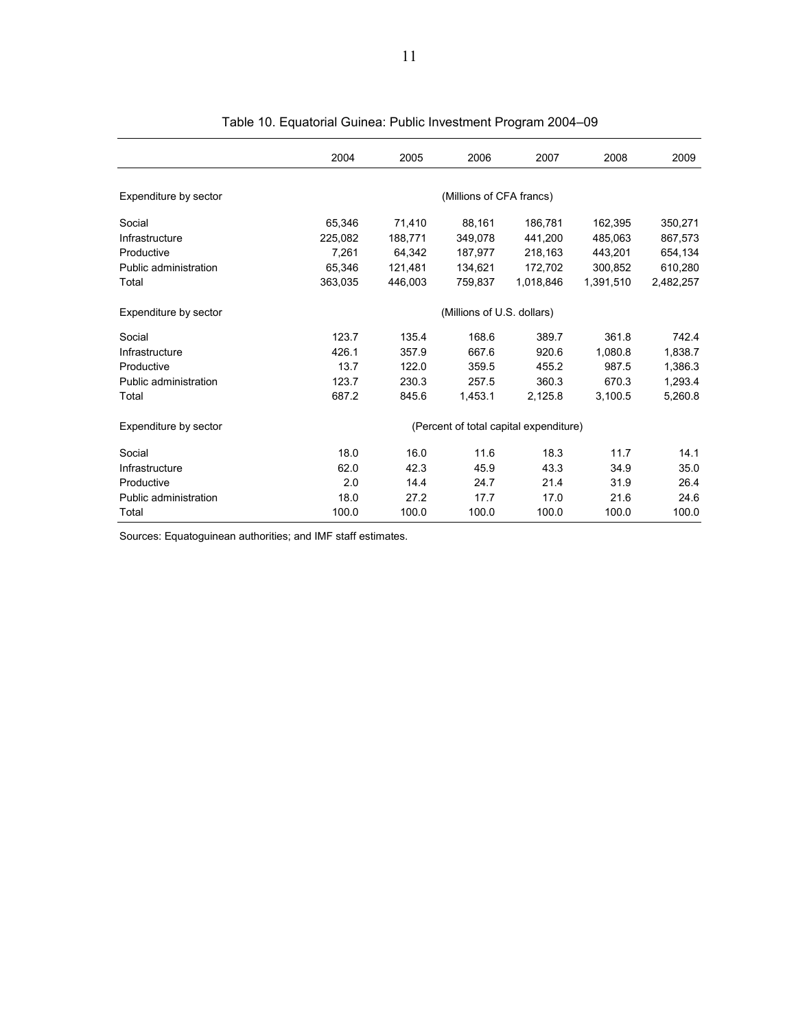Table 10. Equatorial Guinea: Public Investment Program 2004–09

| | 2004 | 2005 | 2006 | 2007 | 2008 | 2009 |
|---|---|---|---|---|---|---|
| Expenditure by sector | (Millions of CFA francs) | | | | | |
| Social | 65,346 | 71,410 | 88,161 | 186,781 | 162,395 | 350,271 |
| Infrastructure | 225,082 | 188,771 | 349,078 | 441,200 | 485,063 | 867,573 |
| Productive | 7,261 | 64,342 | 187,977 | 218,163 | 443,201 | 654,134 |
| Public administration | 65,346 | 121,481 | 134,621 | 172,702 | 300,852 | 610,280 |
| Total | 363,035 | 446,003 | 759,837 | 1,018,846 | 1,391,510 | 2,482,257 |
| Expenditure by sector | (Millions of U.S. dollars) | | | | | |
| Social | 123.7 | 135.4 | 168.6 | 389.7 | 361.8 | 742.4 |
| Infrastructure | 426.1 | 357.9 | 667.6 | 920.6 | 1,080.8 | 1,838.7 |
| Productive | 13.7 | 122.0 | 359.5 | 455.2 | 987.5 | 1,386.3 |
| Public administration | 123.7 | 230.3 | 257.5 | 360.3 | 670.3 | 1,293.4 |
| Total | 687.2 | 845.6 | 1,453.1 | 2,125.8 | 3,100.5 | 5,260.8 |
| Expenditure by sector | (Percent of total capital expenditure) | | | | | |
| Social | 18.0 | 16.0 | 11.6 | 18.3 | 11.7 | 14.1 |
| Infrastructure | 62.0 | 42.3 | 45.9 | 43.3 | 34.9 | 35.0 |
| Productive | 2.0 | 14.4 | 24.7 | 21.4 | 31.9 | 26.4 |
| Public administration | 18.0 | 27.2 | 17.7 | 17.0 | 21.6 | 24.6 |
| Total | 100.0 | 100.0 | 100.0 | 100.0 | 100.0 | 100.0 |

Sources: Equatoguinean authorities; and IMF staff estimates.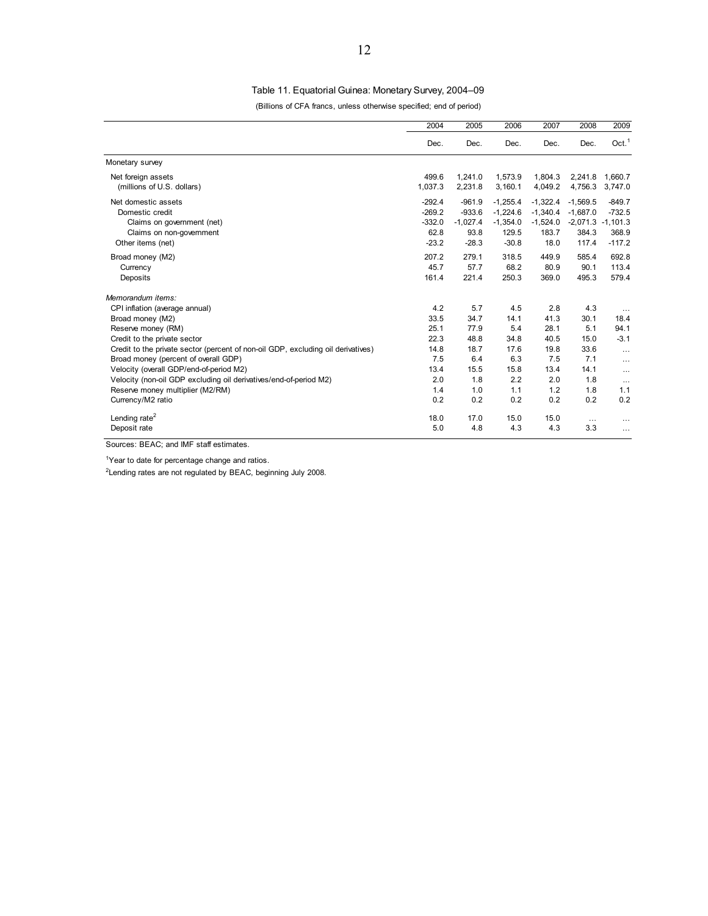## Table 11. Equatorial Guinea: Monetary Survey, 2004–09

(Billions of CFA francs, unless otherwise specified; end of period)

| | 2004 | 2005 | 2006 | 2007 | 2008 | 2009 |
|---|---|---|---|---|---|---|
| | Dec. | Dec. | Dec. | Dec. | Dec. | Oct.[1] |
| Monetary survey | | | | | | |
| Net foreign assets | 499.6 | 1,241.0 | 1,573.9 | 1,804.3 | 2,241.8 | 1,660.7 |
| (millions of U.S. dollars) | 1,037.3 | 2,231.8 | 3,160.1 | 4,049.2 | 4,756.3 | 3,747.0 |
| Net domestic assets | -292.4 | -961.9 | -1,255.4 | -1,322.4 | -1,569.5 | -849.7 |
| Domestic credit | -269.2 | -933.6 | -1,224.6 | -1,340.4 | -1,687.0 | -732.5 |
| Claims on government (net) | -332.0 | -1,027.4 | -1,354.0 | -1,524.0 | -2,071.3 | -1,101.3 |
| Claims on non-government | 62.8 | 93.8 | 129.5 | 183.7 | 384.3 | 368.9 |
| Other items (net) | -23.2 | -28.3 | -30.8 | 18.0 | 117.4 | -117.2 |
| Broad money (M2) | 207.2 | 279.1 | 318.5 | 449.9 | 585.4 | 692.8 |
| Currency | 45.7 | 57.7 | 68.2 | 80.9 | 90.1 | 113.4 |
| Deposits | 161.4 | 221.4 | 250.3 | 369.0 | 495.3 | 579.4 |
| *Memorandum items:* | | | | | | |
| CPI inflation (average annual) | 4.2 | 5.7 | 4.5 | 2.8 | 4.3 | … |
| Broad money (M2) | 33.5 | 34.7 | 14.1 | 41.3 | 30.1 | 18.4 |
| Reserve money (RM) | 25.1 | 77.9 | 5.4 | 28.1 | 5.1 | 94.1 |
| Credit to the private sector | 22.3 | 48.8 | 34.8 | 40.5 | 15.0 | -3.1 |
| Credit to the private sector (percent of non-oil GDP, excluding oil derivatives) | 14.8 | 18.7 | 17.6 | 19.8 | 33.6 | … |
| Broad money (percent of overall GDP) | 7.5 | 6.4 | 6.3 | 7.5 | 7.1 | … |
| Velocity (overall GDP/end-of-period M2) | 13.4 | 15.5 | 15.8 | 13.4 | 14.1 | … |
| Velocity (non-oil GDP excluding oil derivatives/end-of-period M2) | 2.0 | 1.8 | 2.2 | 2.0 | 1.8 | … |
| Reserve money multiplier (M2/RM) | 1.4 | 1.0 | 1.1 | 1.2 | 1.8 | 1.1 |
| Currency/M2 ratio | 0.2 | 0.2 | 0.2 | 0.2 | 0.2 | 0.2 |
| Lending rate[2] | 18.0 | 17.0 | 15.0 | 15.0 | … | … |
| Deposit rate | 5.0 | 4.8 | 4.3 | 4.3 | 3.3 | … |

Sources: BEAC; and IMF staff estimates.

[1]Year to date for percentage change and ratios.

[2]Lending rates are not regulated by BEAC, beginning July 2008.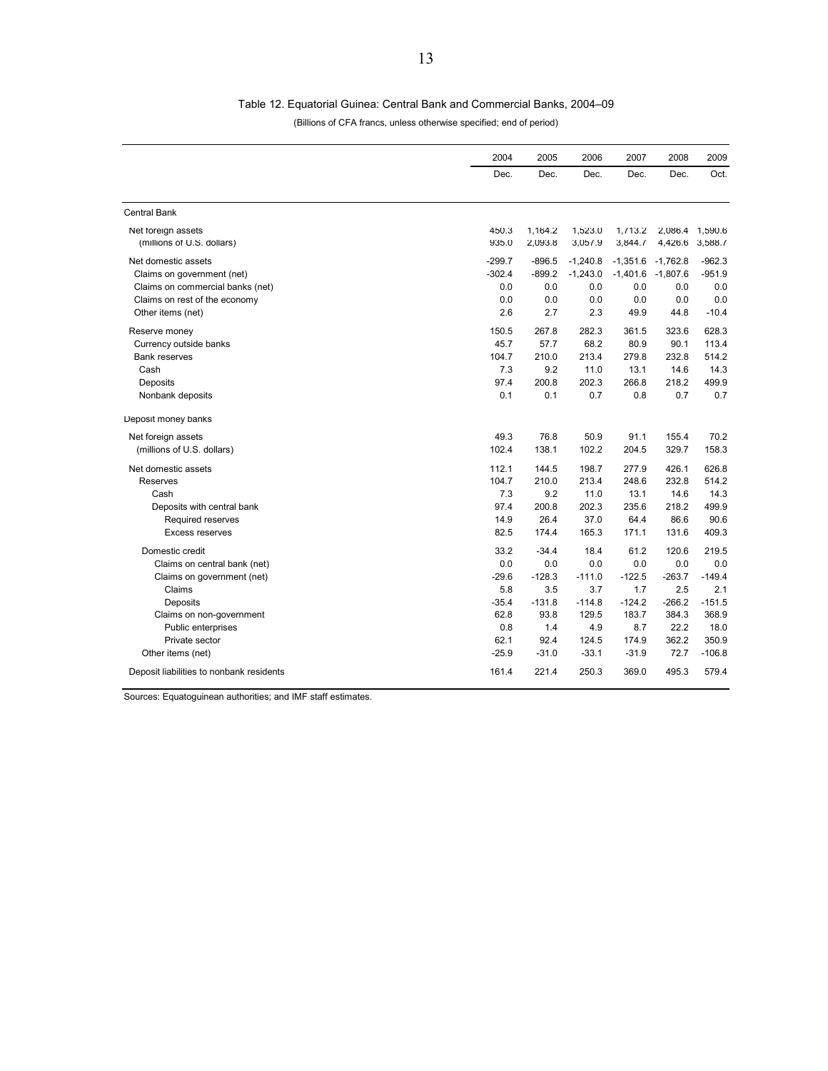Table 12. Equatorial Guinea: Central Bank and Commercial Banks, 2004–09

(Billions of CFA francs, unless otherwise specified; end of period)

| | 2004 | 2005 | 2006 | 2007 | 2008 | 2009 |
|---|---|---|---|---|---|---|
| | Dec. | Dec. | Dec. | Dec. | Dec. | Oct. |
| Central Bank | | | | | | |
| Net foreign assets | 450.3 | 1,164.2 | 1,523.0 | 1,713.2 | 2,086.4 | 1,590.6 |
| (millions of U.S. dollars) | 935.0 | 2,093.8 | 3,057.9 | 3,844.7 | 4,426.6 | 3,588.7 |
| Net domestic assets | -299.7 | -896.5 | -1,240.8 | -1,351.6 | -1,762.8 | -962.3 |
| Claims on government (net) | -302.4 | -899.2 | -1,243.0 | -1,401.6 | -1,807.6 | -951.9 |
| Claims on commercial banks (net) | 0.0 | 0.0 | 0.0 | 0.0 | 0.0 | 0.0 |
| Claims on rest of the economy | 0.0 | 0.0 | 0.0 | 0.0 | 0.0 | 0.0 |
| Other items (net) | 2.6 | 2.7 | 2.3 | 49.9 | 44.8 | -10.4 |
| Reserve money | 150.5 | 267.8 | 282.3 | 361.5 | 323.6 | 628.3 |
| Currency outside banks | 45.7 | 57.7 | 68.2 | 80.9 | 90.1 | 113.4 |
| Bank reserves | 104.7 | 210.0 | 213.4 | 279.8 | 232.8 | 514.2 |
| Cash | 7.3 | 9.2 | 11.0 | 13.1 | 14.6 | 14.3 |
| Deposits | 97.4 | 200.8 | 202.3 | 266.8 | 218.2 | 499.9 |
| Nonbank deposits | 0.1 | 0.1 | 0.7 | 0.8 | 0.7 | 0.7 |
| Deposit money banks | | | | | | |
| Net foreign assets | 49.3 | 76.8 | 50.9 | 91.1 | 155.4 | 70.2 |
| (millions of U.S. dollars) | 102.4 | 138.1 | 102.2 | 204.5 | 329.7 | 158.3 |
| Net domestic assets | 112.1 | 144.5 | 198.7 | 277.9 | 426.1 | 626.8 |
| Reserves | 104.7 | 210.0 | 213.4 | 248.6 | 232.8 | 514.2 |
| Cash | 7.3 | 9.2 | 11.0 | 13.1 | 14.6 | 14.3 |
| Deposits with central bank | 97.4 | 200.8 | 202.3 | 235.6 | 218.2 | 499.9 |
| Required reserves | 14.9 | 26.4 | 37.0 | 64.4 | 86.6 | 90.6 |
| Excess reserves | 82.5 | 174.4 | 165.3 | 171.1 | 131.6 | 409.3 |
| Domestic credit | 33.2 | -34.4 | 18.4 | 61.2 | 120.6 | 219.5 |
| Claims on central bank (net) | 0.0 | 0.0 | 0.0 | 0.0 | 0.0 | 0.0 |
| Claims on government (net) | -29.6 | -128.3 | -111.0 | -122.5 | -263.7 | -149.4 |
| Claims | 5.8 | 3.5 | 3.7 | 1.7 | 2.5 | 2.1 |
| Deposits | -35.4 | -131.8 | -114.8 | -124.2 | -266.2 | -151.5 |
| Claims on non-government | 62.8 | 93.8 | 129.5 | 183.7 | 384.3 | 368.9 |
| Public enterprises | 0.8 | 1.4 | 4.9 | 8.7 | 22.2 | 18.0 |
| Private sector | 62.1 | 92.4 | 124.5 | 174.9 | 362.2 | 350.9 |
| Other items (net) | -25.9 | -31.0 | -33.1 | -31.9 | 72.7 | -106.8 |
| Deposit liabilities to nonbank residents | 161.4 | 221.4 | 250.3 | 369.0 | 495.3 | 579.4 |

Sources: Equatoguinean authorities; and IMF staff estimates.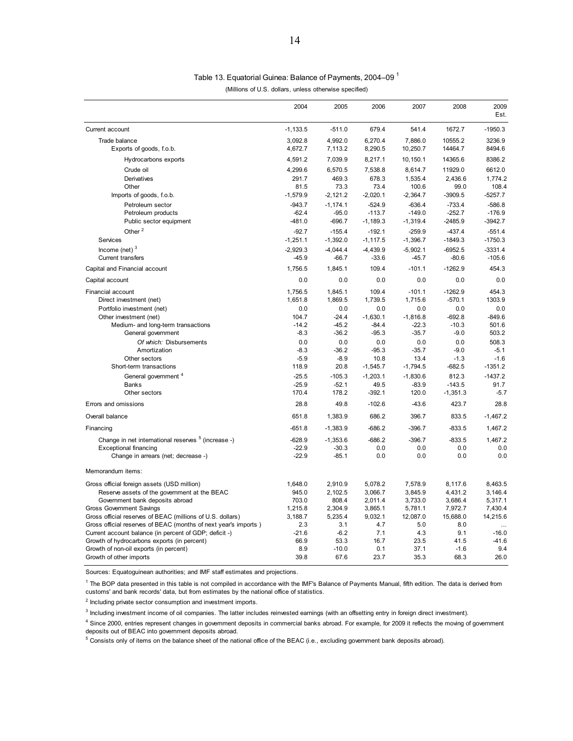Table 13. Equatorial Guinea: Balance of Payments, 2004–09 [1]

(Millions of U.S. dollars, unless otherwise specified)

| | 2004 | 2005 | 2006 | 2007 | 2008 | 2009 Est. |
|---|---|---|---|---|---|---|
| Current account | -1,133.5 | -511.0 | 679.4 | 541.4 | 1672.7 | -1950.3 |
| Trade balance | 3,092.8 | 4,992.0 | 6,270.4 | 7,886.0 | 10555.2 | 3236.9 |
| Exports of goods, f.o.b. | 4,672.7 | 7,113.2 | 8,290.5 | 10,250.7 | 14464.7 | 8494.6 |
| Hydrocarbons exports | 4,591.2 | 7,039.9 | 8,217.1 | 10,150.1 | 14365.6 | 8386.2 |
| Crude oil | 4,299.6 | 6,570.5 | 7,538.8 | 8,614.7 | 11929.0 | 6612.0 |
| Derivatives | 291.7 | 469.3 | 678.3 | 1,535.4 | 2,436.6 | 1,774.2 |
| Other | 81.5 | 73.3 | 73.4 | 100.6 | 99.0 | 108.4 |
| Imports of goods, f.o.b. | -1,579.9 | -2,121.2 | -2,020.1 | -2,364.7 | -3909.5 | -5257.7 |
| Petroleum sector | -943.7 | -1,174.1 | -524.9 | -636.4 | -733.4 | -586.8 |
| Petroleum products | -62.4 | -95.0 | -113.7 | -149.0 | -252.7 | -176.9 |
| Public sector equipment | -481.0 | -696.7 | -1,189.3 | -1,319.4 | -2485.9 | -3942.7 |
| Other [2] | -92.7 | -155.4 | -192.1 | -259.9 | -437.4 | -551.4 |
| Services | -1,251.1 | -1,392.0 | -1,117.5 | -1,396.7 | -1849.3 | -1750.3 |
| Income (net) [3] | -2,929.3 | -4,044.4 | -4,439.9 | -5,902.1 | -6952.5 | -3331.4 |
| Current transfers | -45.9 | -66.7 | -33.6 | -45.7 | -80.6 | -105.6 |
| Capital and Financial account | 1,756.5 | 1,845.1 | 109.4 | -101.1 | -1262.9 | 454.3 |
| Capital account | 0.0 | 0.0 | 0.0 | 0.0 | 0.0 | 0.0 |
| Financial account | 1,756.5 | 1,845.1 | 109.4 | -101.1 | -1262.9 | 454.3 |
| Direct investment (net) | 1,651.8 | 1,869.5 | 1,739.5 | 1,715.6 | -570.1 | 1303.9 |
| Portfolio investment (net) | 0.0 | 0.0 | 0.0 | 0.0 | 0.0 | 0.0 |
| Other investment (net) | 104.7 | -24.4 | -1,630.1 | -1,816.8 | -692.8 | -849.6 |
| Medium- and long-term transactions | -14.2 | -45.2 | -84.4 | -22.3 | -10.3 | 501.6 |
| General government | -8.3 | -36.2 | -95.3 | -35.7 | -9.0 | 503.2 |
| *Of which:* Disbursements | 0.0 | 0.0 | 0.0 | 0.0 | 0.0 | 508.3 |
| Amortization | -8.3 | -36.2 | -95.3 | -35.7 | -9.0 | -5.1 |
| Other sectors | -5.9 | -8.9 | 10.8 | 13.4 | -1.3 | -1.6 |
| Short-term transactions | 118.9 | 20.8 | -1,545.7 | -1,794.5 | -682.5 | -1351.2 |
| General government [4] | -25.5 | -105.3 | -1,203.1 | -1,830.6 | 812.3 | -1437.2 |
| Banks | -25.9 | -52.1 | 49.5 | -83.9 | -143.5 | 91.7 |
| Other sectors | 170.4 | 178.2 | -392.1 | 120.0 | -1,351.3 | -5.7 |
| Errors and omissions | 28.8 | 49.8 | -102.6 | -43.6 | 423.7 | 28.8 |
| Overall balance | 651.8 | 1,383.9 | 686.2 | 396.7 | 833.5 | -1,467.2 |
| Financing | -651.8 | -1,383.9 | -686.2 | -396.7 | -833.5 | 1,467.2 |
| Change in net international reserves [5] (increase -) | -628.9 | -1,353.6 | -686.2 | -396.7 | -833.5 | 1,467.2 |
| Exceptional financing | -22.9 | -30.3 | 0.0 | 0.0 | 0.0 | 0.0 |
| Change in arrears (net; decrease -) | -22.9 | -85.1 | 0.0 | 0.0 | 0.0 | 0.0 |
| Memorandum items: | | | | | | |
| Gross official foreign assets (USD million) | 1,648.0 | 2,910.9 | 5,078.2 | 7,578.9 | 8,117.6 | 8,463.5 |
| Reserve assets of the government at the BEAC | 945.0 | 2,102.5 | 3,066.7 | 3,845.9 | 4,431.2 | 3,146.4 |
| Government bank deposits abroad | 703.0 | 808.4 | 2,011.4 | 3,733.0 | 3,686.4 | 5,317.1 |
| Gross Government Savings | 1,215.8 | 2,304.9 | 3,865.1 | 5,781.1 | 7,972.7 | 7,430.4 |
| Gross official reserves of BEAC (millions of U.S. dollars) | 3,188.7 | 5,235.4 | 9,032.1 | 12,087.0 | 15,688.0 | 14,215.6 |
| Gross official reserves of BEAC (months of next year's imports ) | 2.3 | 3.1 | 4.7 | 5.0 | 8.0 | … |
| Current account balance (in percent of GDP; deficit -) | -21.6 | -6.2 | 7.1 | 4.3 | 9.1 | -16.0 |
| Growth of hydrocarbons exports (in percent) | 66.9 | 53.3 | 16.7 | 23.5 | 41.5 | -41.6 |
| Growth of non-oil exports (in percent) | 8.9 | -10.0 | 0.1 | 37.1 | -1.6 | 9.4 |
| Growth of other imports | 39.8 | 67.6 | 23.7 | 35.3 | 68.3 | 26.0 |

Sources: Equatoguinean authorities; and IMF staff estimates and projections.

[1] The BOP data presented in this table is not compiled in accordance with the IMF's Balance of Payments Manual, fifth edition. The data is derived from customs' and bank records' data, but from estimates by the national office of statistics.

[2] Including private sector consumption and investment imports.

[3] Including investment income of oil companies. The latter includes reinvested earnings (with an offsetting entry in foreign direct investment).

[4] Since 2000, entries represent changes in government deposits in commercial banks abroad. For example, for 2009 it reflects the moving of government deposits out of BEAC into government deposits abroad.

[5] Consists only of items on the balance sheet of the national office of the BEAC (i.e., excluding government bank deposits abroad).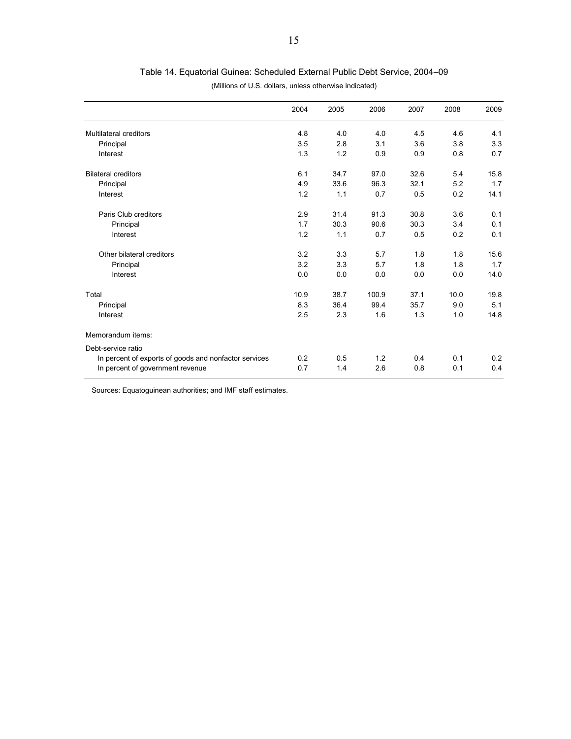Table 14. Equatorial Guinea: Scheduled External Public Debt Service, 2004–09

(Millions of U.S. dollars, unless otherwise indicated)

| | 2004 | 2005 | 2006 | 2007 | 2008 | 2009 |
|---|---|---|---|---|---|---|
| Multilateral creditors | 4.8 | 4.0 | 4.0 | 4.5 | 4.6 | 4.1 |
| Principal | 3.5 | 2.8 | 3.1 | 3.6 | 3.8 | 3.3 |
| Interest | 1.3 | 1.2 | 0.9 | 0.9 | 0.8 | 0.7 |
| Bilateral creditors | 6.1 | 34.7 | 97.0 | 32.6 | 5.4 | 15.8 |
| Principal | 4.9 | 33.6 | 96.3 | 32.1 | 5.2 | 1.7 |
| Interest | 1.2 | 1.1 | 0.7 | 0.5 | 0.2 | 14.1 |
| Paris Club creditors | 2.9 | 31.4 | 91.3 | 30.8 | 3.6 | 0.1 |
| Principal | 1.7 | 30.3 | 90.6 | 30.3 | 3.4 | 0.1 |
| Interest | 1.2 | 1.1 | 0.7 | 0.5 | 0.2 | 0.1 |
| Other bilateral creditors | 3.2 | 3.3 | 5.7 | 1.8 | 1.8 | 15.6 |
| Principal | 3.2 | 3.3 | 5.7 | 1.8 | 1.8 | 1.7 |
| Interest | 0.0 | 0.0 | 0.0 | 0.0 | 0.0 | 14.0 |
| Total | 10.9 | 38.7 | 100.9 | 37.1 | 10.0 | 19.8 |
| Principal | 8.3 | 36.4 | 99.4 | 35.7 | 9.0 | 5.1 |
| Interest | 2.5 | 2.3 | 1.6 | 1.3 | 1.0 | 14.8 |
| Memorandum items: | | | | | | |
| Debt-service ratio | | | | | | |
| In percent of exports of goods and nonfactor services | 0.2 | 0.5 | 1.2 | 0.4 | 0.1 | 0.2 |
| In percent of government revenue | 0.7 | 1.4 | 2.6 | 0.8 | 0.1 | 0.4 |

Sources: Equatoguinean authorities; and IMF staff estimates.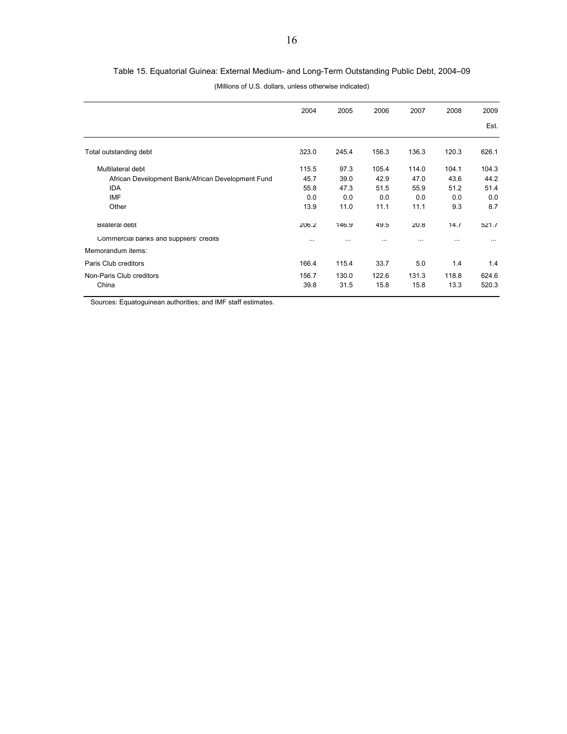Table 15. Equatorial Guinea: External Medium- and Long-Term Outstanding Public Debt, 2004–09

(Millions of U.S. dollars, unless otherwise indicated)

| | 2004 | 2005 | 2006 | 2007 | 2008 | 2009 Est. |
|---|---|---|---|---|---|---|
| Total outstanding debt | 323.0 | 245.4 | 156.3 | 136.3 | 120.3 | 626.1 |
| Multilateral debt | 115.5 | 97.3 | 105.4 | 114.0 | 104.1 | 104.3 |
| African Development Bank/African Development Fund | 45.7 | 39.0 | 42.9 | 47.0 | 43.6 | 44.2 |
| IDA | 55.8 | 47.3 | 51.5 | 55.9 | 51.2 | 51.4 |
| IMF | 0.0 | 0.0 | 0.0 | 0.0 | 0.0 | 0.0 |
| Other | 13.9 | 11.0 | 11.1 | 11.1 | 9.3 | 8.7 |
| Bilateral debt | 206.2 | 146.9 | 49.5 | 20.8 | 14.7 | 521.7 |
| Commercial banks and suppliers' credits | ... | ... | ... | ... | ... | ... |
| Memorandum items: | | | | | | |
| Paris Club creditors | 166.4 | 115.4 | 33.7 | 5.0 | 1.4 | 1.4 |
| Non-Paris Club creditors | 156.7 | 130.0 | 122.6 | 131.3 | 118.8 | 624.6 |
| China | 39.8 | 31.5 | 15.8 | 15.8 | 13.3 | 520.3 |

Sources: Equatoguinean authorities; and IMF staff estimates.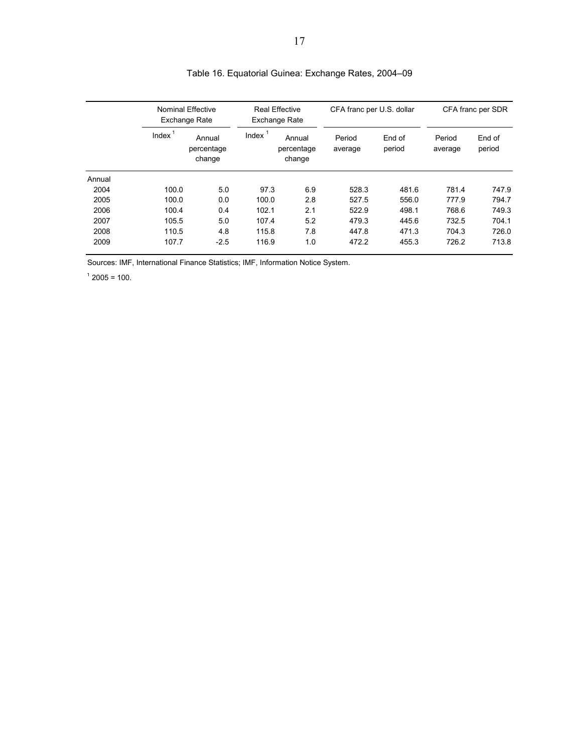Table 16. Equatorial Guinea: Exchange Rates, 2004–09

| | Nominal Effective Exchange Rate | | Real Effective Exchange Rate | | CFA franc per U.S. dollar | | CFA franc per SDR | |
|---|---|---|---|---|---|---|---|---|
| | Index [1] | Annual percentage change | Index [1] | Annual percentage change | Period average | End of period | Period average | End of period |
| Annual | | | | | | | | |
| 2004 | 100.0 | 5.0 | 97.3 | 6.9 | 528.3 | 481.6 | 781.4 | 747.9 |
| 2005 | 100.0 | 0.0 | 100.0 | 2.8 | 527.5 | 556.0 | 777.9 | 794.7 |
| 2006 | 100.4 | 0.4 | 102.1 | 2.1 | 522.9 | 498.1 | 768.6 | 749.3 |
| 2007 | 105.5 | 5.0 | 107.4 | 5.2 | 479.3 | 445.6 | 732.5 | 704.1 |
| 2008 | 110.5 | 4.8 | 115.8 | 7.8 | 447.8 | 471.3 | 704.3 | 726.0 |
| 2009 | 107.7 | -2.5 | 116.9 | 1.0 | 472.2 | 455.3 | 726.2 | 713.8 |

Sources: IMF, International Finance Statistics; IMF, Information Notice System.

[1] 2005 = 100.